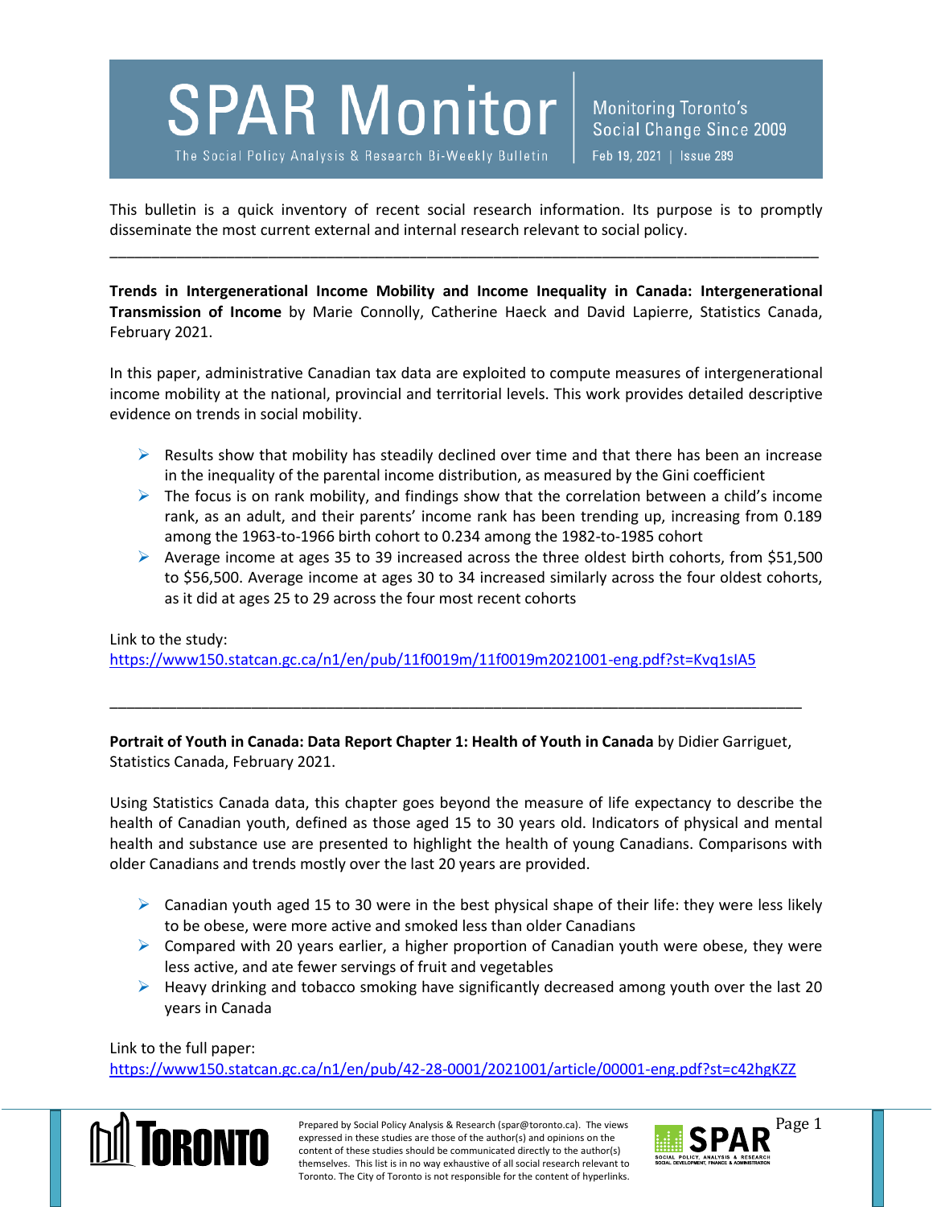# SPAR Monitor

The Social Policy Analysis & Research Bi-Weekly Bulletin

Monitoring Toronto's Social Change Since 2009

Feb 19, 2021 | Issue 289

This bulletin is a quick inventory of recent social research information. Its purpose is to promptly disseminate the most current external and internal research relevant to social policy.

---

**Trends in Intergenerational Income Mobility and Income Inequality in Canada: Intergenerational Transmission of Income** by Marie Connolly, Catherine Haeck and David Lapierre, Statistics Canada, February 2021.

In this paper, administrative Canadian tax data are exploited to compute measures of intergenerational income mobility at the national, provincial and territorial levels. This work provides detailed descriptive evidence on trends in social mobility.

- Results show that mobility has steadily declined over time and that there has been an increase in the inequality of the parental income distribution, as measured by the Gini coefficient
- The focus is on rank mobility, and findings show that the correlation between a child's income rank, as an adult, and their parents' income rank has been trending up, increasing from 0.189 among the 1963-to-1966 birth cohort to 0.234 among the 1982-to-1985 cohort
- Average income at ages 35 to 39 increased across the three oldest birth cohorts, from $51,500 to $56,500. Average income at ages 30 to 34 increased similarly across the four oldest cohorts, as it did at ages 25 to 29 across the four most recent cohorts

Link to the study:
https://www150.statcan.gc.ca/n1/en/pub/11f0019m/11f0019m2021001-eng.pdf?st=Kvq1sIA5

---

**Portrait of Youth in Canada: Data Report Chapter 1: Health of Youth in Canada** by Didier Garriguet, Statistics Canada, February 2021.

Using Statistics Canada data, this chapter goes beyond the measure of life expectancy to describe the health of Canadian youth, defined as those aged 15 to 30 years old. Indicators of physical and mental health and substance use are presented to highlight the health of young Canadians. Comparisons with older Canadians and trends mostly over the last 20 years are provided.

- Canadian youth aged 15 to 30 were in the best physical shape of their life: they were less likely to be obese, were more active and smoked less than older Canadians
- Compared with 20 years earlier, a higher proportion of Canadian youth were obese, they were less active, and ate fewer servings of fruit and vegetables
- Heavy drinking and tobacco smoking have significantly decreased among youth over the last 20 years in Canada

Link to the full paper:
https://www150.statcan.gc.ca/n1/en/pub/42-28-0001/2021001/article/00001-eng.pdf?st=c42hgKZZ

Prepared by Social Policy Analysis & Research (spar@toronto.ca). The views expressed in these studies are those of the author(s) and opinions on the content of these studies should be communicated directly to the author(s) themselves. This list is in no way exhaustive of all social research relevant to Toronto. The City of Toronto is not responsible for the content of hyperlinks.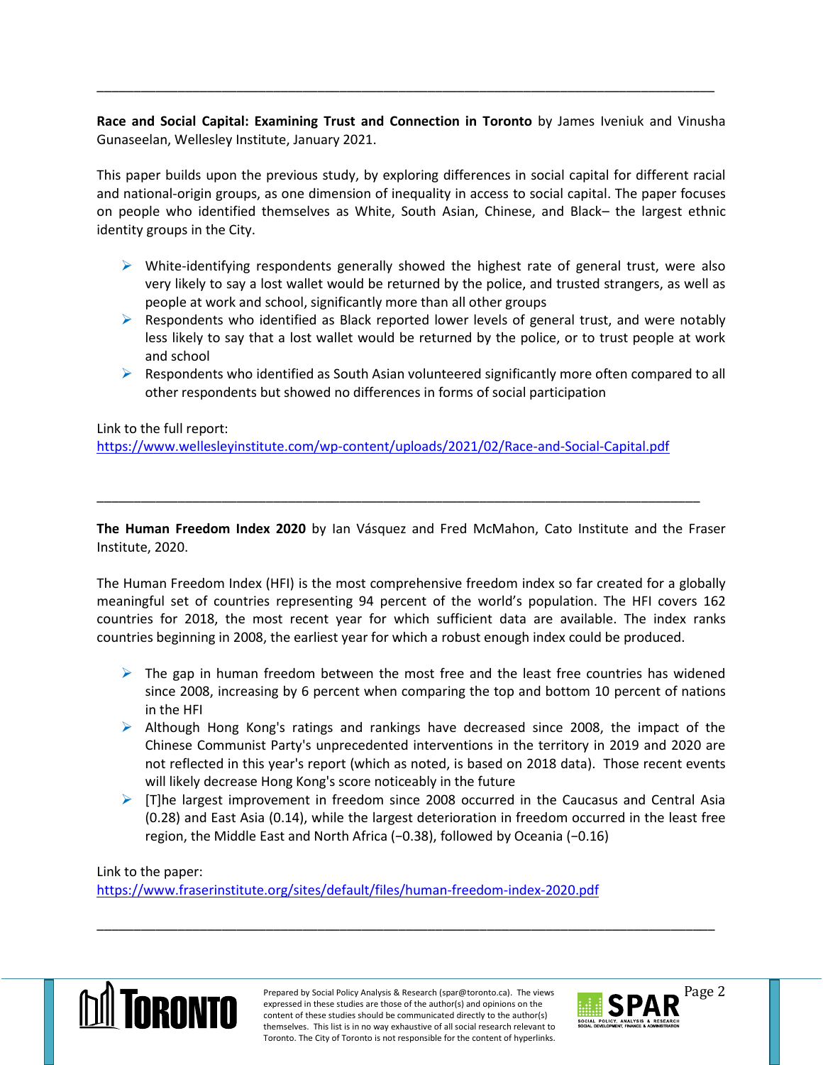---

**Race and Social Capital: Examining Trust and Connection in Toronto** by James Iveniuk and Vinusha Gunaseelan, Wellesley Institute, January 2021.

This paper builds upon the previous study, by exploring differences in social capital for different racial and national-origin groups, as one dimension of inequality in access to social capital. The paper focuses on people who identified themselves as White, South Asian, Chinese, and Black– the largest ethnic identity groups in the City.

- White-identifying respondents generally showed the highest rate of general trust, were also very likely to say a lost wallet would be returned by the police, and trusted strangers, as well as people at work and school, significantly more than all other groups
- Respondents who identified as Black reported lower levels of general trust, and were notably less likely to say that a lost wallet would be returned by the police, or to trust people at work and school
- Respondents who identified as South Asian volunteered significantly more often compared to all other respondents but showed no differences in forms of social participation

Link to the full report:
https://www.wellesleyinstitute.com/wp-content/uploads/2021/02/Race-and-Social-Capital.pdf

---

**The Human Freedom Index 2020** by Ian Vásquez and Fred McMahon, Cato Institute and the Fraser Institute, 2020.

The Human Freedom Index (HFI) is the most comprehensive freedom index so far created for a globally meaningful set of countries representing 94 percent of the world's population. The HFI covers 162 countries for 2018, the most recent year for which sufficient data are available. The index ranks countries beginning in 2008, the earliest year for which a robust enough index could be produced.

- The gap in human freedom between the most free and the least free countries has widened since 2008, increasing by 6 percent when comparing the top and bottom 10 percent of nations in the HFI
- Although Hong Kong's ratings and rankings have decreased since 2008, the impact of the Chinese Communist Party's unprecedented interventions in the territory in 2019 and 2020 are not reflected in this year's report (which as noted, is based on 2018 data). Those recent events will likely decrease Hong Kong's score noticeably in the future
- [T]he largest improvement in freedom since 2008 occurred in the Caucasus and Central Asia (0.28) and East Asia (0.14), while the largest deterioration in freedom occurred in the least free region, the Middle East and North Africa (−0.38), followed by Oceania (−0.16)

Link to the paper:
https://www.fraserinstitute.org/sites/default/files/human-freedom-index-2020.pdf

---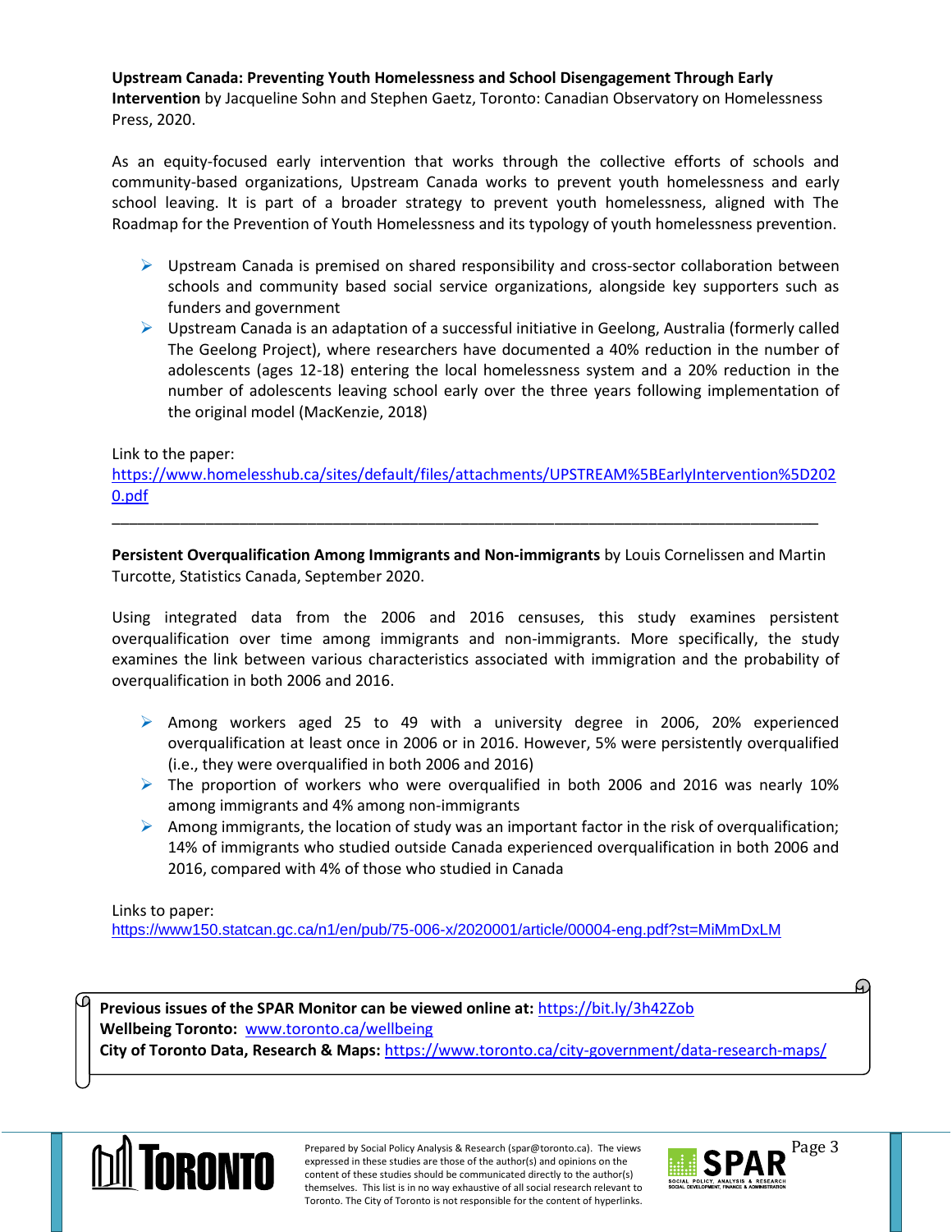**Upstream Canada: Preventing Youth Homelessness and School Disengagement Through Early Intervention** by Jacqueline Sohn and Stephen Gaetz, Toronto: Canadian Observatory on Homelessness Press, 2020.

As an equity-focused early intervention that works through the collective efforts of schools and community-based organizations, Upstream Canada works to prevent youth homelessness and early school leaving. It is part of a broader strategy to prevent youth homelessness, aligned with The Roadmap for the Prevention of Youth Homelessness and its typology of youth homelessness prevention.

- Upstream Canada is premised on shared responsibility and cross-sector collaboration between schools and community based social service organizations, alongside key supporters such as funders and government
- Upstream Canada is an adaptation of a successful initiative in Geelong, Australia (formerly called The Geelong Project), where researchers have documented a 40% reduction in the number of adolescents (ages 12-18) entering the local homelessness system and a 20% reduction in the number of adolescents leaving school early over the three years following implementation of the original model (MacKenzie, 2018)

Link to the paper:
https://www.homelesshub.ca/sites/default/files/attachments/UPSTREAM%5BEarlyIntervention%5D2020.pdf

---

**Persistent Overqualification Among Immigrants and Non-immigrants** by Louis Cornelissen and Martin Turcotte, Statistics Canada, September 2020.

Using integrated data from the 2006 and 2016 censuses, this study examines persistent overqualification over time among immigrants and non-immigrants. More specifically, the study examines the link between various characteristics associated with immigration and the probability of overqualification in both 2006 and 2016.

- Among workers aged 25 to 49 with a university degree in 2006, 20% experienced overqualification at least once in 2006 or in 2016. However, 5% were persistently overqualified (i.e., they were overqualified in both 2006 and 2016)
- The proportion of workers who were overqualified in both 2006 and 2016 was nearly 10% among immigrants and 4% among non-immigrants
- Among immigrants, the location of study was an important factor in the risk of overqualification; 14% of immigrants who studied outside Canada experienced overqualification in both 2006 and 2016, compared with 4% of those who studied in Canada

Links to paper:
https://www150.statcan.gc.ca/n1/en/pub/75-006-x/2020001/article/00004-eng.pdf?st=MiMmDxLM

**Previous issues of the SPAR Monitor can be viewed online at:** https://bit.ly/3h42Zob
**Wellbeing Toronto:** www.toronto.ca/wellbeing
**City of Toronto Data, Research & Maps:** https://www.toronto.ca/city-government/data-research-maps/

Prepared by Social Policy Analysis & Research (spar@toronto.ca). The views expressed in these studies are those of the author(s) and opinions on the content of these studies should be communicated directly to the author(s) themselves. This list is in no way exhaustive of all social research relevant to Toronto. The City of Toronto is not responsible for the content of hyperlinks.